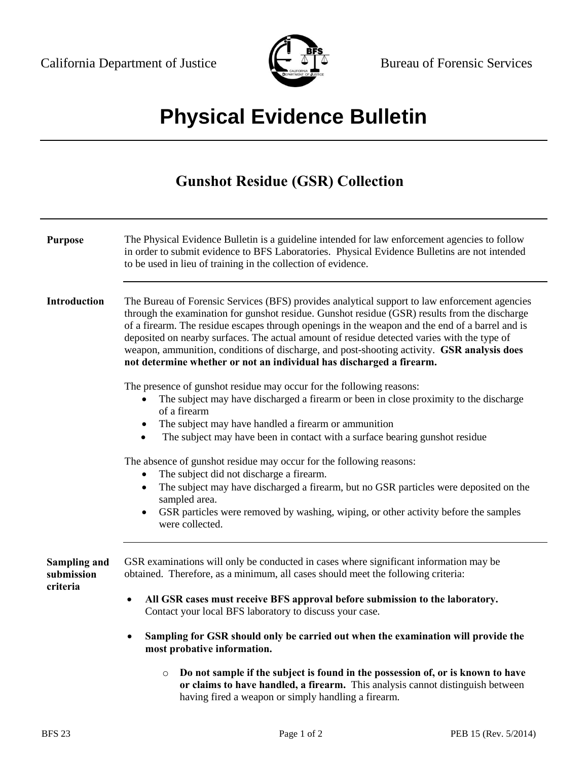California Department of Justice — Bureau of Forensic Services

# Physical Evidence Bulletin

## Gunshot Residue (GSR) Collection

**Purpose**

The Physical Evidence Bulletin is a guideline intended for law enforcement agencies to follow in order to submit evidence to BFS Laboratories. Physical Evidence Bulletins are not intended to be used in lieu of training in the collection of evidence.

**Introduction**

The Bureau of Forensic Services (BFS) provides analytical support to law enforcement agencies through the examination for gunshot residue. Gunshot residue (GSR) results from the discharge of a firearm. The residue escapes through openings in the weapon and the end of a barrel and is deposited on nearby surfaces. The actual amount of residue detected varies with the type of weapon, ammunition, conditions of discharge, and post-shooting activity. **GSR analysis does not determine whether or not an individual has discharged a firearm.**

The presence of gunshot residue may occur for the following reasons:

- The subject may have discharged a firearm or been in close proximity to the discharge of a firearm
- The subject may have handled a firearm or ammunition
- The subject may have been in contact with a surface bearing gunshot residue

The absence of gunshot residue may occur for the following reasons:

- The subject did not discharge a firearm.
- The subject may have discharged a firearm, but no GSR particles were deposited on the sampled area.
- GSR particles were removed by washing, wiping, or other activity before the samples were collected.

**Sampling and submission criteria**

GSR examinations will only be conducted in cases where significant information may be obtained. Therefore, as a minimum, all cases should meet the following criteria:

- **All GSR cases must receive BFS approval before submission to the laboratory.** Contact your local BFS laboratory to discuss your case.
- **Sampling for GSR should only be carried out when the examination will provide the most probative information.**
  - **Do not sample if the subject is found in the possession of, or is known to have or claims to have handled, a firearm.** This analysis cannot distinguish between having fired a weapon or simply handling a firearm.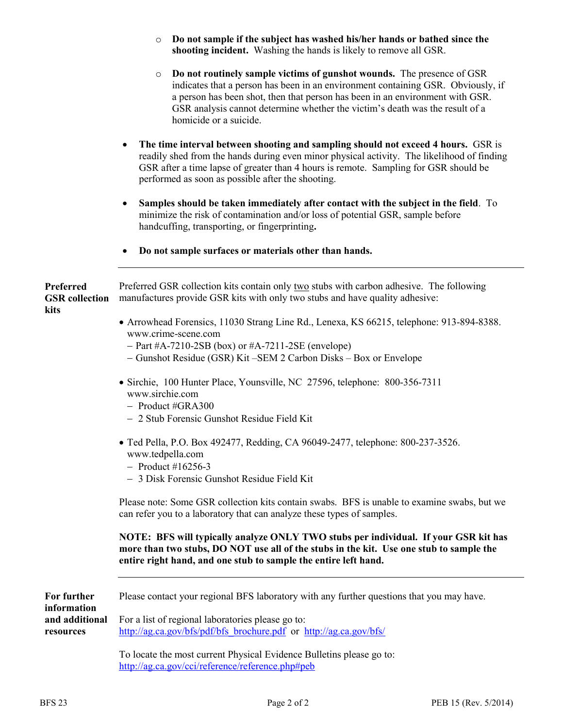- **Do not sample if the subject has washed his/her hands or bathed since the shooting incident.** Washing the hands is likely to remove all GSR.

- **Do not routinely sample victims of gunshot wounds.** The presence of GSR indicates that a person has been in an environment containing GSR. Obviously, if a person has been shot, then that person has been in an environment with GSR. GSR analysis cannot determine whether the victim's death was the result of a homicide or a suicide.

- **The time interval between shooting and sampling should not exceed 4 hours.** GSR is readily shed from the hands during even minor physical activity. The likelihood of finding GSR after a time lapse of greater than 4 hours is remote. Sampling for GSR should be performed as soon as possible after the shooting.

- **Samples should be taken immediately after contact with the subject in the field**. To minimize the risk of contamination and/or loss of potential GSR, sample before handcuffing, transporting, or fingerprinting**.**

- **Do not sample surfaces or materials other than hands.**

---

**Preferred GSR collection kits**

Preferred GSR collection kits contain only two stubs with carbon adhesive. The following manufactures provide GSR kits with only two stubs and have quality adhesive:

- Arrowhead Forensics, 11030 Strang Line Rd., Lenexa, KS 66215, telephone: 913-894-8388. www.crime-scene.com
  - Part #A-7210-2SB (box) or #A-7211-2SE (envelope)
  - Gunshot Residue (GSR) Kit –SEM 2 Carbon Disks – Box or Envelope

- Sirchie, 100 Hunter Place, Younsville, NC 27596, telephone: 800-356-7311 www.sirchie.com
  - Product #GRA300
  - 2 Stub Forensic Gunshot Residue Field Kit

- Ted Pella, P.O. Box 492477, Redding, CA 96049-2477, telephone: 800-237-3526. www.tedpella.com
  - Product #16256-3
  - 3 Disk Forensic Gunshot Residue Field Kit

Please note: Some GSR collection kits contain swabs. BFS is unable to examine swabs, but we can refer you to a laboratory that can analyze these types of samples.

**NOTE: BFS will typically analyze ONLY TWO stubs per individual. If your GSR kit has more than two stubs, DO NOT use all of the stubs in the kit. Use one stub to sample the entire right hand, and one stub to sample the entire left hand.**

---

**For further information and additional resources**

Please contact your regional BFS laboratory with any further questions that you may have.

For a list of regional laboratories please go to: http://ag.ca.gov/bfs/pdf/bfs_brochure.pdf or http://ag.ca.gov/bfs/

To locate the most current Physical Evidence Bulletins please go to: http://ag.ca.gov/cci/reference/reference.php#peb